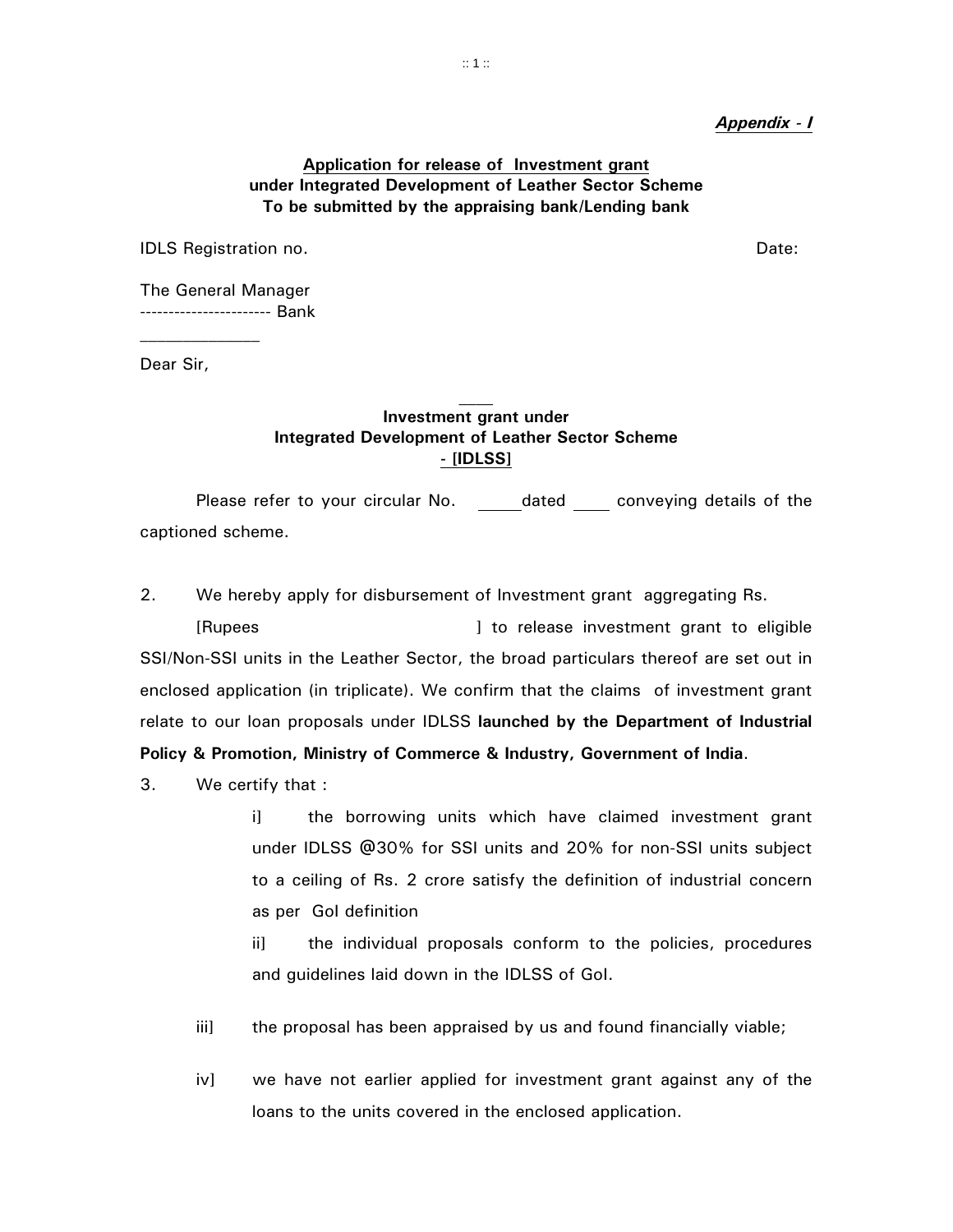***Appendix - I***

**Application for release of Investment grant**
**under Integrated Development of Leather Sector Scheme**
**To be submitted by the appraising bank/Lending bank**

IDLS Registration no. Date:

The General Manager
---------------------- Bank
_____________

Dear Sir,

**Investment grant under**
**Integrated Development of Leather Sector Scheme**
**- [IDLSS]**

Please refer to your circular No. _____dated ____ conveying details of the captioned scheme.

2. We hereby apply for disbursement of Investment grant aggregating Rs. [Rupees ] to release investment grant to eligible SSI/Non-SSI units in the Leather Sector, the broad particulars thereof are set out in enclosed application (in triplicate). We confirm that the claims of investment grant relate to our loan proposals under IDLSS **launched by the Department of Industrial Policy & Promotion, Ministry of Commerce & Industry, Government of India**.

3. We certify that :

i] the borrowing units which have claimed investment grant under IDLSS @30% for SSI units and 20% for non-SSI units subject to a ceiling of Rs. 2 crore satisfy the definition of industrial concern as per GoI definition

ii] the individual proposals conform to the policies, procedures and guidelines laid down in the IDLSS of GoI.

iii] the proposal has been appraised by us and found financially viable;

iv] we have not earlier applied for investment grant against any of the loans to the units covered in the enclosed application.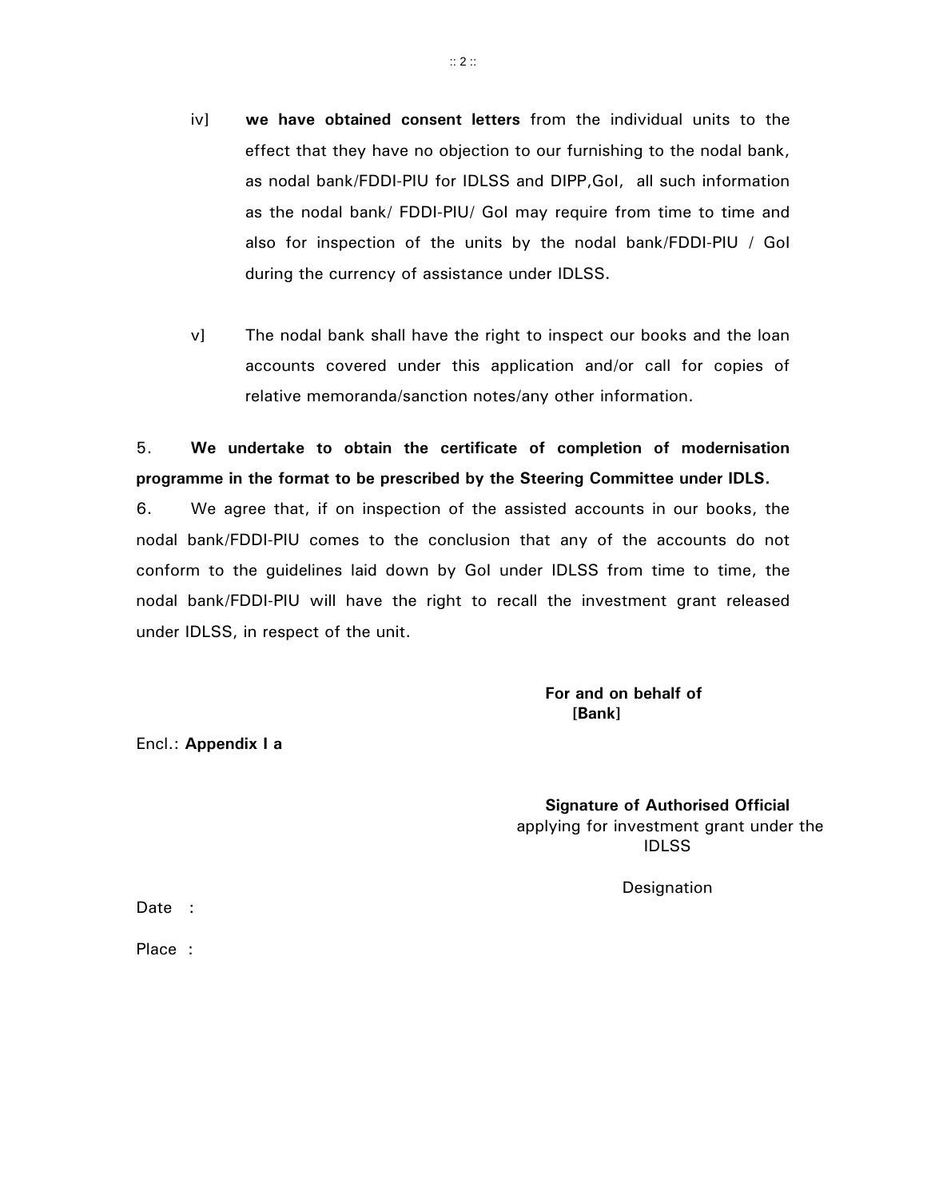iv] **we have obtained consent letters** from the individual units to the effect that they have no objection to our furnishing to the nodal bank, as nodal bank/FDDI-PIU for IDLSS and DIPP,GoI, all such information as the nodal bank/ FDDI-PIU/ GoI may require from time to time and also for inspection of the units by the nodal bank/FDDI-PIU / GoI during the currency of assistance under IDLSS.

v] The nodal bank shall have the right to inspect our books and the loan accounts covered under this application and/or call for copies of relative memoranda/sanction notes/any other information.

5. **We undertake to obtain the certificate of completion of modernisation programme in the format to be prescribed by the Steering Committee under IDLS.**

6. We agree that, if on inspection of the assisted accounts in our books, the nodal bank/FDDI-PIU comes to the conclusion that any of the accounts do not conform to the guidelines laid down by GoI under IDLSS from time to time, the nodal bank/FDDI-PIU will have the right to recall the investment grant released under IDLSS, in respect of the unit.

**For and on behalf of**
**[Bank]**

Encl.: **Appendix I a**

**Signature of Authorised Official**
applying for investment grant under the IDLSS

Designation

Date :

Place :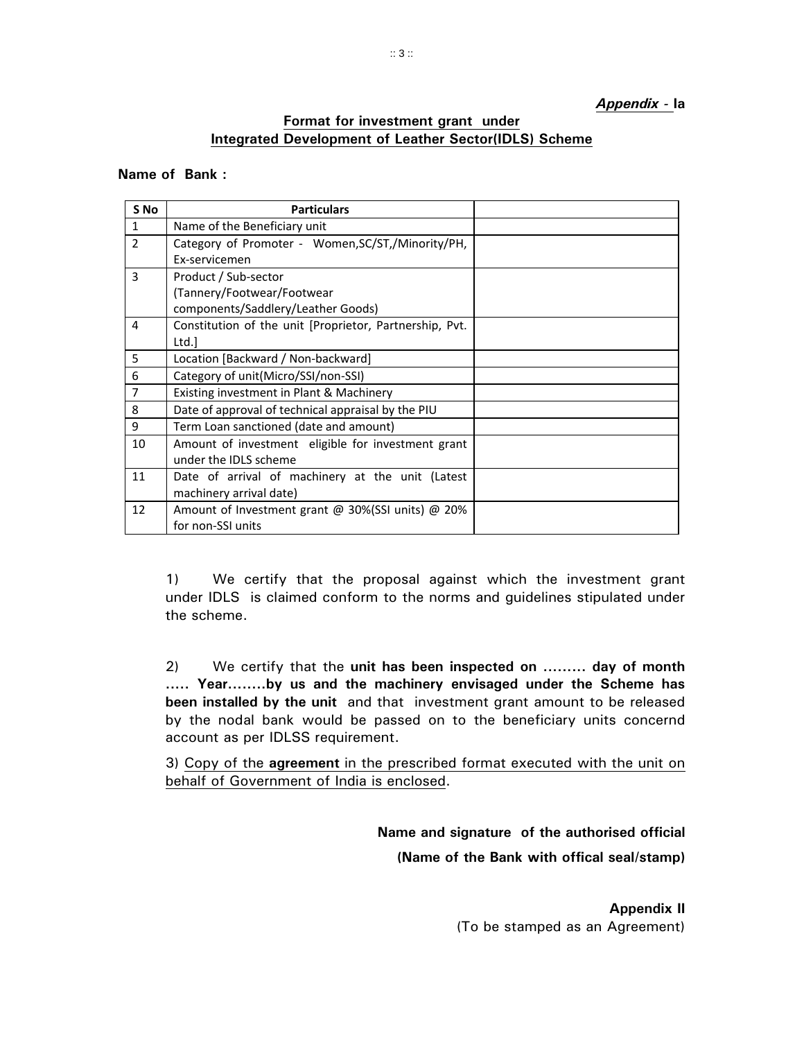***Appendix* - Ia**

**Format for investment grant under Integrated Development of Leather Sector(IDLS) Scheme**

**Name of Bank :**

| S No | Particulars | |
|---|---|---|
| 1 | Name of the Beneficiary unit | |
| 2 | Category of Promoter - Women,SC/ST,/Minority/PH, Ex-servicemen | |
| 3 | Product / Sub-sector (Tannery/Footwear/Footwear components/Saddlery/Leather Goods) | |
| 4 | Constitution of the unit [Proprietor, Partnership, Pvt. Ltd.] | |
| 5 | Location [Backward / Non-backward] | |
| 6 | Category of unit(Micro/SSI/non-SSI) | |
| 7 | Existing investment in Plant & Machinery | |
| 8 | Date of approval of technical appraisal by the PIU | |
| 9 | Term Loan sanctioned (date and amount) | |
| 10 | Amount of investment eligible for investment grant under the IDLS scheme | |
| 11 | Date of arrival of machinery at the unit (Latest machinery arrival date) | |
| 12 | Amount of Investment grant @ 30%(SSI units) @ 20% for non-SSI units | |

1) We certify that the proposal against which the investment grant under IDLS is claimed conform to the norms and guidelines stipulated under the scheme.

2) We certify that the **unit has been inspected on ……… day of month ….. Year……..by us and the machinery envisaged under the Scheme has been installed by the unit** and that investment grant amount to be released by the nodal bank would be passed on to the beneficiary units concernd account as per IDLSS requirement.

3) Copy of the **agreement** in the prescribed format executed with the unit on behalf of Government of India is enclosed.

**Name and signature of the authorised official**

**(Name of the Bank with offical seal/stamp)**

**Appendix II**

(To be stamped as an Agreement)